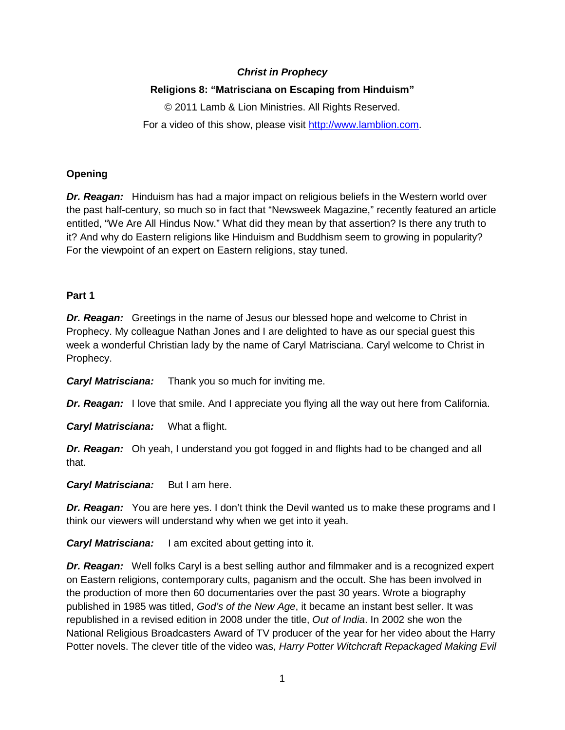***Christ in Prophecy***

**Religions 8: "Matrisciana on Escaping from Hinduism"**

© 2011 Lamb & Lion Ministries. All Rights Reserved.

For a video of this show, please visit http://www.lamblion.com.

**Opening**

***Dr. Reagan:*** Hinduism has had a major impact on religious beliefs in the Western world over the past half-century, so much so in fact that "Newsweek Magazine," recently featured an article entitled, "We Are All Hindus Now." What did they mean by that assertion? Is there any truth to it? And why do Eastern religions like Hinduism and Buddhism seem to growing in popularity? For the viewpoint of an expert on Eastern religions, stay tuned.

**Part 1**

***Dr. Reagan:*** Greetings in the name of Jesus our blessed hope and welcome to Christ in Prophecy. My colleague Nathan Jones and I are delighted to have as our special guest this week a wonderful Christian lady by the name of Caryl Matrisciana. Caryl welcome to Christ in Prophecy.

***Caryl Matrisciana:*** Thank you so much for inviting me.

***Dr. Reagan:*** I love that smile. And I appreciate you flying all the way out here from California.

***Caryl Matrisciana:*** What a flight.

***Dr. Reagan:*** Oh yeah, I understand you got fogged in and flights had to be changed and all that.

***Caryl Matrisciana:*** But I am here.

***Dr. Reagan:*** You are here yes. I don't think the Devil wanted us to make these programs and I think our viewers will understand why when we get into it yeah.

***Caryl Matrisciana:*** I am excited about getting into it.

***Dr. Reagan:*** Well folks Caryl is a best selling author and filmmaker and is a recognized expert on Eastern religions, contemporary cults, paganism and the occult. She has been involved in the production of more then 60 documentaries over the past 30 years. Wrote a biography published in 1985 was titled, *God's of the New Age*, it became an instant best seller. It was republished in a revised edition in 2008 under the title, *Out of India*. In 2002 she won the National Religious Broadcasters Award of TV producer of the year for her video about the Harry Potter novels. The clever title of the video was, *Harry Potter Witchcraft Repackaged Making Evil*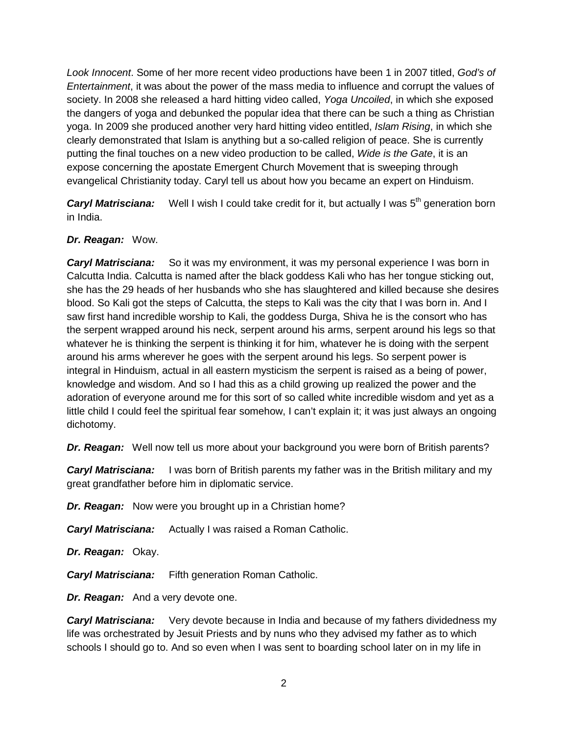*Look Innocent*. Some of her more recent video productions have been 1 in 2007 titled, *God's of Entertainment*, it was about the power of the mass media to influence and corrupt the values of society. In 2008 she released a hard hitting video called, *Yoga Uncoiled*, in which she exposed the dangers of yoga and debunked the popular idea that there can be such a thing as Christian yoga. In 2009 she produced another very hard hitting video entitled, *Islam Rising*, in which she clearly demonstrated that Islam is anything but a so-called religion of peace. She is currently putting the final touches on a new video production to be called, *Wide is the Gate*, it is an expose concerning the apostate Emergent Church Movement that is sweeping through evangelical Christianity today. Caryl tell us about how you became an expert on Hinduism.

***Caryl Matrisciana:*** Well I wish I could take credit for it, but actually I was 5th generation born in India.

***Dr. Reagan:*** Wow.

***Caryl Matrisciana:*** So it was my environment, it was my personal experience I was born in Calcutta India. Calcutta is named after the black goddess Kali who has her tongue sticking out, she has the 29 heads of her husbands who she has slaughtered and killed because she desires blood. So Kali got the steps of Calcutta, the steps to Kali was the city that I was born in. And I saw first hand incredible worship to Kali, the goddess Durga, Shiva he is the consort who has the serpent wrapped around his neck, serpent around his arms, serpent around his legs so that whatever he is thinking the serpent is thinking it for him, whatever he is doing with the serpent around his arms wherever he goes with the serpent around his legs. So serpent power is integral in Hinduism, actual in all eastern mysticism the serpent is raised as a being of power, knowledge and wisdom. And so I had this as a child growing up realized the power and the adoration of everyone around me for this sort of so called white incredible wisdom and yet as a little child I could feel the spiritual fear somehow, I can't explain it; it was just always an ongoing dichotomy.

***Dr. Reagan:*** Well now tell us more about your background you were born of British parents?

***Caryl Matrisciana:*** I was born of British parents my father was in the British military and my great grandfather before him in diplomatic service.

***Dr. Reagan:*** Now were you brought up in a Christian home?

***Caryl Matrisciana:*** Actually I was raised a Roman Catholic.

***Dr. Reagan:*** Okay.

***Caryl Matrisciana:*** Fifth generation Roman Catholic.

***Dr. Reagan:*** And a very devote one.

***Caryl Matrisciana:*** Very devote because in India and because of my fathers dividedness my life was orchestrated by Jesuit Priests and by nuns who they advised my father as to which schools I should go to. And so even when I was sent to boarding school later on in my life in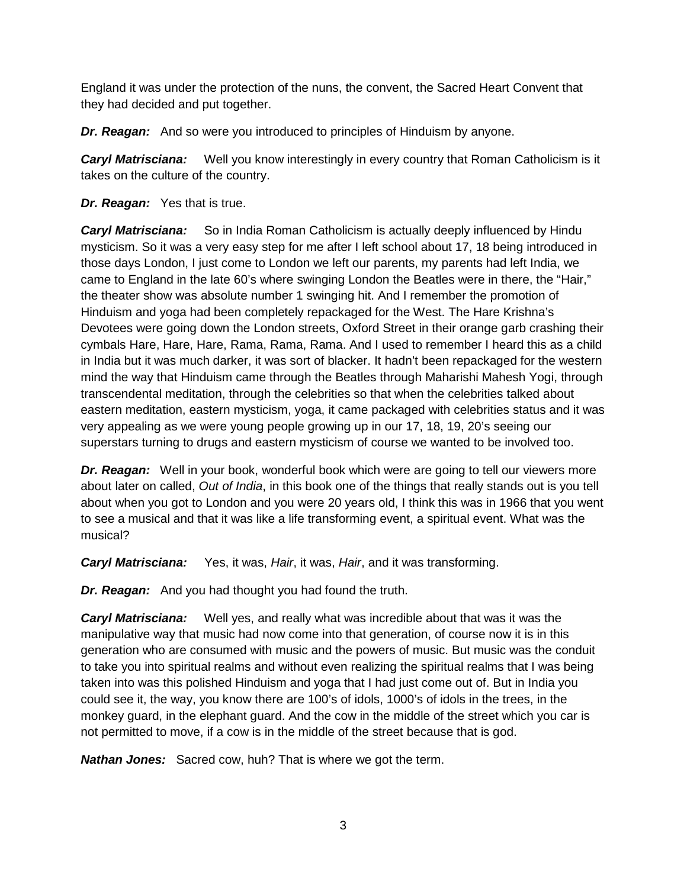England it was under the protection of the nuns, the convent, the Sacred Heart Convent that they had decided and put together.

***Dr. Reagan:*** And so were you introduced to principles of Hinduism by anyone.

***Caryl Matrisciana:*** Well you know interestingly in every country that Roman Catholicism is it takes on the culture of the country.

***Dr. Reagan:*** Yes that is true.

***Caryl Matrisciana:*** So in India Roman Catholicism is actually deeply influenced by Hindu mysticism. So it was a very easy step for me after I left school about 17, 18 being introduced in those days London, I just come to London we left our parents, my parents had left India, we came to England in the late 60's where swinging London the Beatles were in there, the "Hair," the theater show was absolute number 1 swinging hit. And I remember the promotion of Hinduism and yoga had been completely repackaged for the West. The Hare Krishna's Devotees were going down the London streets, Oxford Street in their orange garb crashing their cymbals Hare, Hare, Hare, Rama, Rama, Rama. And I used to remember I heard this as a child in India but it was much darker, it was sort of blacker. It hadn't been repackaged for the western mind the way that Hinduism came through the Beatles through Maharishi Mahesh Yogi, through transcendental meditation, through the celebrities so that when the celebrities talked about eastern meditation, eastern mysticism, yoga, it came packaged with celebrities status and it was very appealing as we were young people growing up in our 17, 18, 19, 20's seeing our superstars turning to drugs and eastern mysticism of course we wanted to be involved too.

***Dr. Reagan:*** Well in your book, wonderful book which were are going to tell our viewers more about later on called, *Out of India*, in this book one of the things that really stands out is you tell about when you got to London and you were 20 years old, I think this was in 1966 that you went to see a musical and that it was like a life transforming event, a spiritual event. What was the musical?

***Caryl Matrisciana:*** Yes, it was, *Hair*, it was, *Hair*, and it was transforming.

***Dr. Reagan:*** And you had thought you had found the truth.

***Caryl Matrisciana:*** Well yes, and really what was incredible about that was it was the manipulative way that music had now come into that generation, of course now it is in this generation who are consumed with music and the powers of music. But music was the conduit to take you into spiritual realms and without even realizing the spiritual realms that I was being taken into was this polished Hinduism and yoga that I had just come out of. But in India you could see it, the way, you know there are 100's of idols, 1000's of idols in the trees, in the monkey guard, in the elephant guard. And the cow in the middle of the street which you car is not permitted to move, if a cow is in the middle of the street because that is god.

***Nathan Jones:*** Sacred cow, huh? That is where we got the term.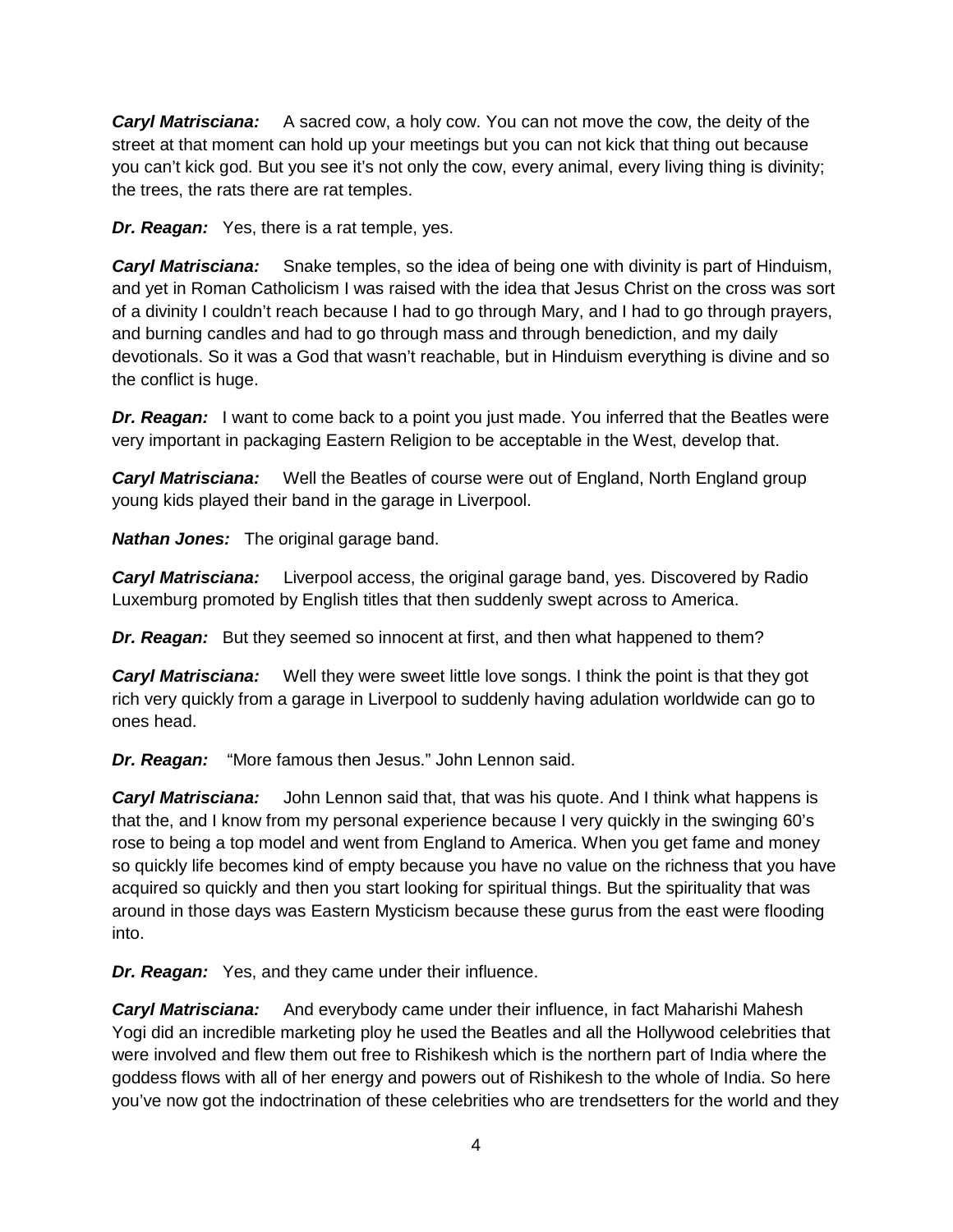***Caryl Matrisciana:*** A sacred cow, a holy cow. You can not move the cow, the deity of the street at that moment can hold up your meetings but you can not kick that thing out because you can't kick god. But you see it's not only the cow, every animal, every living thing is divinity; the trees, the rats there are rat temples.

***Dr. Reagan:*** Yes, there is a rat temple, yes.

***Caryl Matrisciana:*** Snake temples, so the idea of being one with divinity is part of Hinduism, and yet in Roman Catholicism I was raised with the idea that Jesus Christ on the cross was sort of a divinity I couldn't reach because I had to go through Mary, and I had to go through prayers, and burning candles and had to go through mass and through benediction, and my daily devotionals. So it was a God that wasn't reachable, but in Hinduism everything is divine and so the conflict is huge.

***Dr. Reagan:*** I want to come back to a point you just made. You inferred that the Beatles were very important in packaging Eastern Religion to be acceptable in the West, develop that.

***Caryl Matrisciana:*** Well the Beatles of course were out of England, North England group young kids played their band in the garage in Liverpool.

***Nathan Jones:*** The original garage band.

***Caryl Matrisciana:*** Liverpool access, the original garage band, yes. Discovered by Radio Luxemburg promoted by English titles that then suddenly swept across to America.

***Dr. Reagan:*** But they seemed so innocent at first, and then what happened to them?

***Caryl Matrisciana:*** Well they were sweet little love songs. I think the point is that they got rich very quickly from a garage in Liverpool to suddenly having adulation worldwide can go to ones head.

***Dr. Reagan:*** "More famous then Jesus." John Lennon said.

***Caryl Matrisciana:*** John Lennon said that, that was his quote. And I think what happens is that the, and I know from my personal experience because I very quickly in the swinging 60's rose to being a top model and went from England to America. When you get fame and money so quickly life becomes kind of empty because you have no value on the richness that you have acquired so quickly and then you start looking for spiritual things. But the spirituality that was around in those days was Eastern Mysticism because these gurus from the east were flooding into.

***Dr. Reagan:*** Yes, and they came under their influence.

***Caryl Matrisciana:*** And everybody came under their influence, in fact Maharishi Mahesh Yogi did an incredible marketing ploy he used the Beatles and all the Hollywood celebrities that were involved and flew them out free to Rishikesh which is the northern part of India where the goddess flows with all of her energy and powers out of Rishikesh to the whole of India. So here you've now got the indoctrination of these celebrities who are trendsetters for the world and they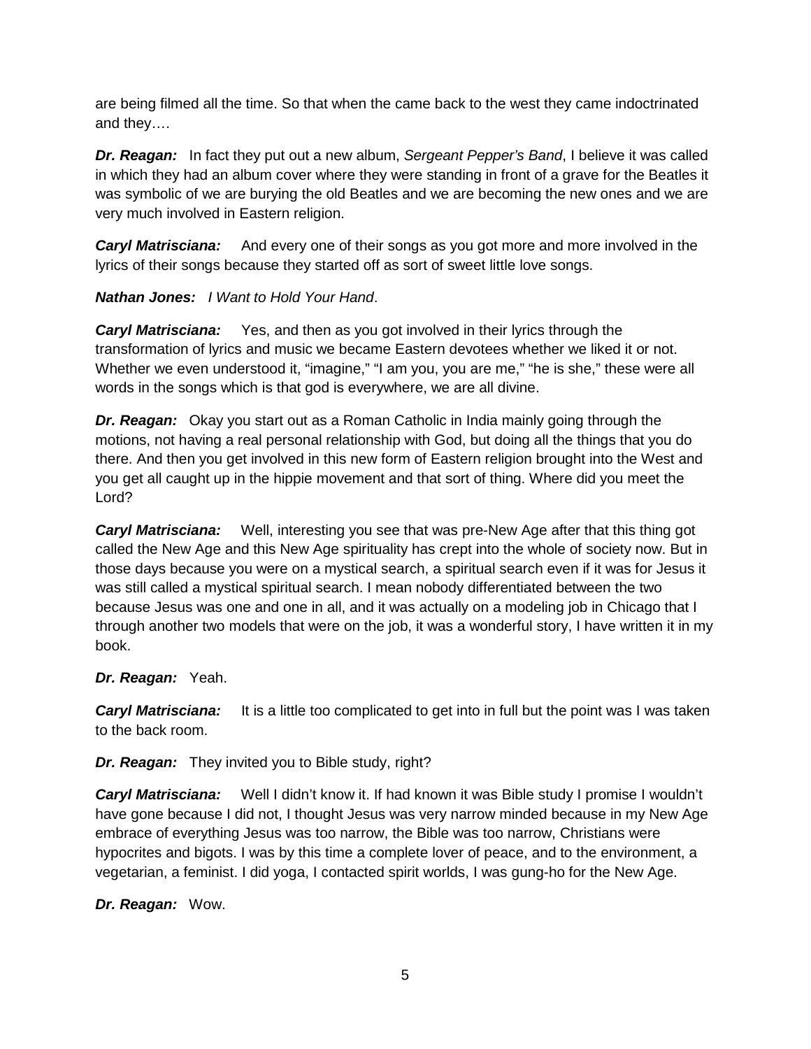are being filmed all the time. So that when the came back to the west they came indoctrinated and they….

***Dr. Reagan:*** In fact they put out a new album, *Sergeant Pepper's Band*, I believe it was called in which they had an album cover where they were standing in front of a grave for the Beatles it was symbolic of we are burying the old Beatles and we are becoming the new ones and we are very much involved in Eastern religion.

***Caryl Matrisciana:*** And every one of their songs as you got more and more involved in the lyrics of their songs because they started off as sort of sweet little love songs.

***Nathan Jones:*** *I Want to Hold Your Hand*.

***Caryl Matrisciana:*** Yes, and then as you got involved in their lyrics through the transformation of lyrics and music we became Eastern devotees whether we liked it or not. Whether we even understood it, "imagine," "I am you, you are me," "he is she," these were all words in the songs which is that god is everywhere, we are all divine.

***Dr. Reagan:*** Okay you start out as a Roman Catholic in India mainly going through the motions, not having a real personal relationship with God, but doing all the things that you do there. And then you get involved in this new form of Eastern religion brought into the West and you get all caught up in the hippie movement and that sort of thing. Where did you meet the Lord?

***Caryl Matrisciana:*** Well, interesting you see that was pre-New Age after that this thing got called the New Age and this New Age spirituality has crept into the whole of society now. But in those days because you were on a mystical search, a spiritual search even if it was for Jesus it was still called a mystical spiritual search. I mean nobody differentiated between the two because Jesus was one and one in all, and it was actually on a modeling job in Chicago that I through another two models that were on the job, it was a wonderful story, I have written it in my book.

***Dr. Reagan:*** Yeah.

***Caryl Matrisciana:*** It is a little too complicated to get into in full but the point was I was taken to the back room.

***Dr. Reagan:*** They invited you to Bible study, right?

***Caryl Matrisciana:*** Well I didn't know it. If had known it was Bible study I promise I wouldn't have gone because I did not, I thought Jesus was very narrow minded because in my New Age embrace of everything Jesus was too narrow, the Bible was too narrow, Christians were hypocrites and bigots. I was by this time a complete lover of peace, and to the environment, a vegetarian, a feminist. I did yoga, I contacted spirit worlds, I was gung-ho for the New Age.

***Dr. Reagan:*** Wow.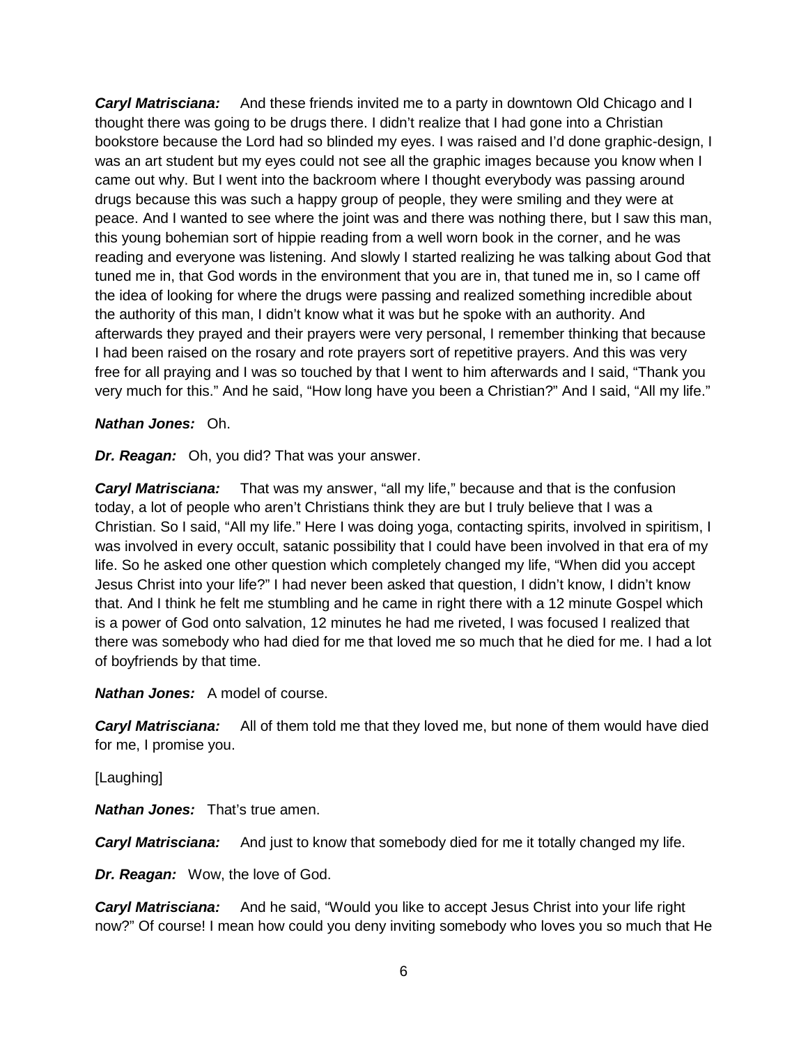***Caryl Matrisciana:*** And these friends invited me to a party in downtown Old Chicago and I thought there was going to be drugs there. I didn't realize that I had gone into a Christian bookstore because the Lord had so blinded my eyes. I was raised and I'd done graphic-design, I was an art student but my eyes could not see all the graphic images because you know when I came out why. But I went into the backroom where I thought everybody was passing around drugs because this was such a happy group of people, they were smiling and they were at peace. And I wanted to see where the joint was and there was nothing there, but I saw this man, this young bohemian sort of hippie reading from a well worn book in the corner, and he was reading and everyone was listening. And slowly I started realizing he was talking about God that tuned me in, that God words in the environment that you are in, that tuned me in, so I came off the idea of looking for where the drugs were passing and realized something incredible about the authority of this man, I didn't know what it was but he spoke with an authority. And afterwards they prayed and their prayers were very personal, I remember thinking that because I had been raised on the rosary and rote prayers sort of repetitive prayers. And this was very free for all praying and I was so touched by that I went to him afterwards and I said, "Thank you very much for this." And he said, "How long have you been a Christian?" And I said, "All my life."

***Nathan Jones:*** Oh.

***Dr. Reagan:*** Oh, you did? That was your answer.

***Caryl Matrisciana:*** That was my answer, "all my life," because and that is the confusion today, a lot of people who aren't Christians think they are but I truly believe that I was a Christian. So I said, "All my life." Here I was doing yoga, contacting spirits, involved in spiritism, I was involved in every occult, satanic possibility that I could have been involved in that era of my life. So he asked one other question which completely changed my life, "When did you accept Jesus Christ into your life?" I had never been asked that question, I didn't know, I didn't know that. And I think he felt me stumbling and he came in right there with a 12 minute Gospel which is a power of God onto salvation, 12 minutes he had me riveted, I was focused I realized that there was somebody who had died for me that loved me so much that he died for me. I had a lot of boyfriends by that time.

***Nathan Jones:*** A model of course.

***Caryl Matrisciana:*** All of them told me that they loved me, but none of them would have died for me, I promise you.

[Laughing]

***Nathan Jones:*** That's true amen.

***Caryl Matrisciana:*** And just to know that somebody died for me it totally changed my life.

***Dr. Reagan:*** Wow, the love of God.

***Caryl Matrisciana:*** And he said, "Would you like to accept Jesus Christ into your life right now?" Of course! I mean how could you deny inviting somebody who loves you so much that He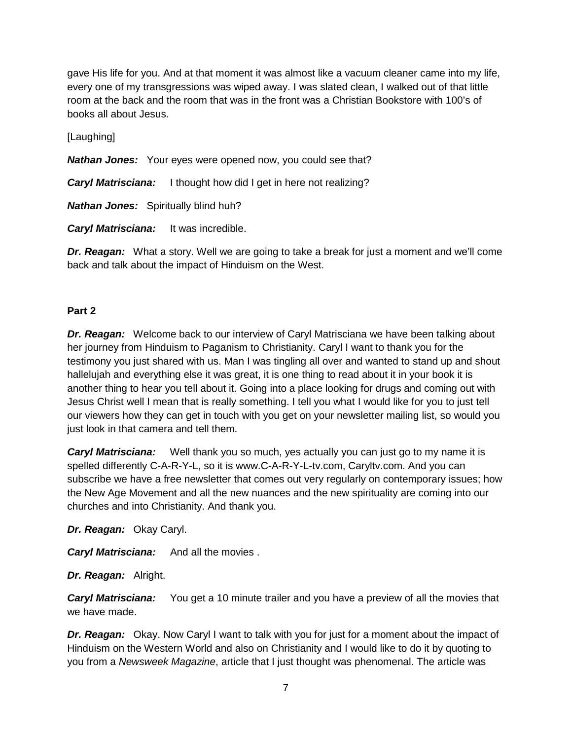gave His life for you. And at that moment it was almost like a vacuum cleaner came into my life, every one of my transgressions was wiped away. I was slated clean, I walked out of that little room at the back and the room that was in the front was a Christian Bookstore with 100's of books all about Jesus.

[Laughing]

***Nathan Jones:*** Your eyes were opened now, you could see that?

***Caryl Matrisciana:*** I thought how did I get in here not realizing?

***Nathan Jones:*** Spiritually blind huh?

***Caryl Matrisciana:*** It was incredible.

***Dr. Reagan:*** What a story. Well we are going to take a break for just a moment and we'll come back and talk about the impact of Hinduism on the West.

**Part 2**

***Dr. Reagan:*** Welcome back to our interview of Caryl Matrisciana we have been talking about her journey from Hinduism to Paganism to Christianity. Caryl I want to thank you for the testimony you just shared with us. Man I was tingling all over and wanted to stand up and shout hallelujah and everything else it was great, it is one thing to read about it in your book it is another thing to hear you tell about it. Going into a place looking for drugs and coming out with Jesus Christ well I mean that is really something. I tell you what I would like for you to just tell our viewers how they can get in touch with you get on your newsletter mailing list, so would you just look in that camera and tell them.

***Caryl Matrisciana:*** Well thank you so much, yes actually you can just go to my name it is spelled differently C-A-R-Y-L, so it is www.C-A-R-Y-L-tv.com, Caryltv.com. And you can subscribe we have a free newsletter that comes out very regularly on contemporary issues; how the New Age Movement and all the new nuances and the new spirituality are coming into our churches and into Christianity. And thank you.

***Dr. Reagan:*** Okay Caryl.

***Caryl Matrisciana:*** And all the movies .

***Dr. Reagan:*** Alright.

***Caryl Matrisciana:*** You get a 10 minute trailer and you have a preview of all the movies that we have made.

***Dr. Reagan:*** Okay. Now Caryl I want to talk with you for just for a moment about the impact of Hinduism on the Western World and also on Christianity and I would like to do it by quoting to you from a *Newsweek Magazine*, article that I just thought was phenomenal. The article was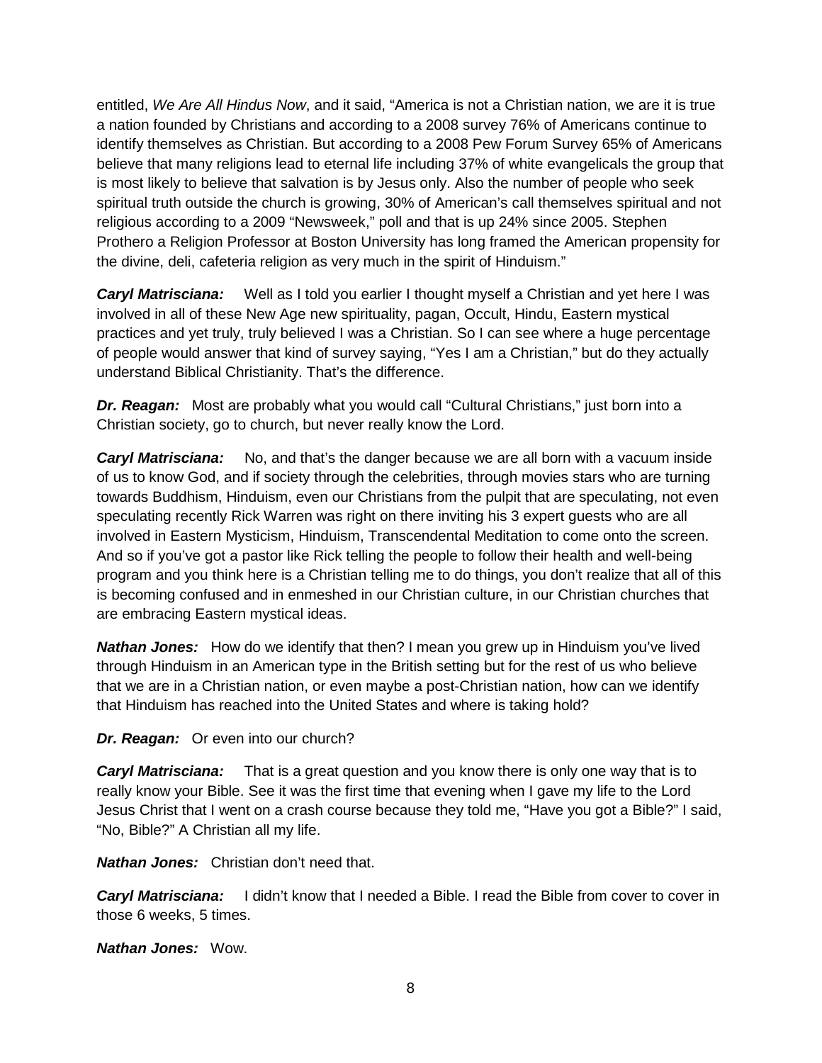entitled, *We Are All Hindus Now*, and it said, "America is not a Christian nation, we are it is true a nation founded by Christians and according to a 2008 survey 76% of Americans continue to identify themselves as Christian. But according to a 2008 Pew Forum Survey 65% of Americans believe that many religions lead to eternal life including 37% of white evangelicals the group that is most likely to believe that salvation is by Jesus only. Also the number of people who seek spiritual truth outside the church is growing, 30% of American's call themselves spiritual and not religious according to a 2009 "Newsweek," poll and that is up 24% since 2005. Stephen Prothero a Religion Professor at Boston University has long framed the American propensity for the divine, deli, cafeteria religion as very much in the spirit of Hinduism."

***Caryl Matrisciana:*** Well as I told you earlier I thought myself a Christian and yet here I was involved in all of these New Age new spirituality, pagan, Occult, Hindu, Eastern mystical practices and yet truly, truly believed I was a Christian. So I can see where a huge percentage of people would answer that kind of survey saying, "Yes I am a Christian," but do they actually understand Biblical Christianity. That's the difference.

***Dr. Reagan:*** Most are probably what you would call "Cultural Christians," just born into a Christian society, go to church, but never really know the Lord.

***Caryl Matrisciana:*** No, and that's the danger because we are all born with a vacuum inside of us to know God, and if society through the celebrities, through movies stars who are turning towards Buddhism, Hinduism, even our Christians from the pulpit that are speculating, not even speculating recently Rick Warren was right on there inviting his 3 expert guests who are all involved in Eastern Mysticism, Hinduism, Transcendental Meditation to come onto the screen. And so if you've got a pastor like Rick telling the people to follow their health and well-being program and you think here is a Christian telling me to do things, you don't realize that all of this is becoming confused and in enmeshed in our Christian culture, in our Christian churches that are embracing Eastern mystical ideas.

***Nathan Jones:*** How do we identify that then? I mean you grew up in Hinduism you've lived through Hinduism in an American type in the British setting but for the rest of us who believe that we are in a Christian nation, or even maybe a post-Christian nation, how can we identify that Hinduism has reached into the United States and where is taking hold?

***Dr. Reagan:*** Or even into our church?

***Caryl Matrisciana:*** That is a great question and you know there is only one way that is to really know your Bible. See it was the first time that evening when I gave my life to the Lord Jesus Christ that I went on a crash course because they told me, "Have you got a Bible?" I said, "No, Bible?" A Christian all my life.

***Nathan Jones:*** Christian don't need that.

***Caryl Matrisciana:*** I didn't know that I needed a Bible. I read the Bible from cover to cover in those 6 weeks, 5 times.

***Nathan Jones:*** Wow.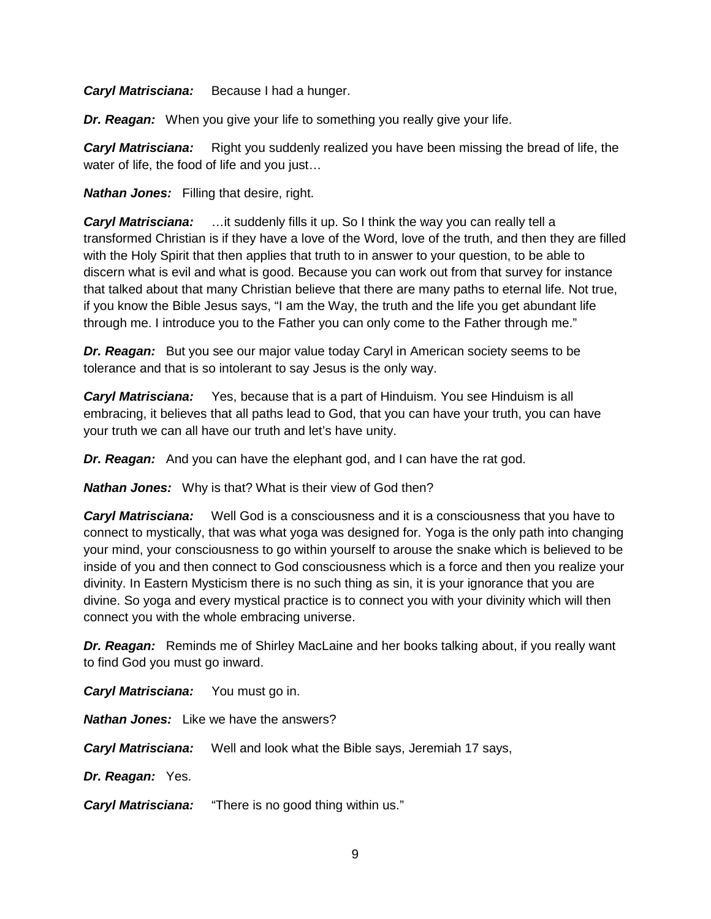***Caryl Matrisciana:*** Because I had a hunger.

***Dr. Reagan:*** When you give your life to something you really give your life.

***Caryl Matrisciana:*** Right you suddenly realized you have been missing the bread of life, the water of life, the food of life and you just…

***Nathan Jones:*** Filling that desire, right.

***Caryl Matrisciana:*** …it suddenly fills it up. So I think the way you can really tell a transformed Christian is if they have a love of the Word, love of the truth, and then they are filled with the Holy Spirit that then applies that truth to in answer to your question, to be able to discern what is evil and what is good. Because you can work out from that survey for instance that talked about that many Christian believe that there are many paths to eternal life. Not true, if you know the Bible Jesus says, "I am the Way, the truth and the life you get abundant life through me. I introduce you to the Father you can only come to the Father through me."

***Dr. Reagan:*** But you see our major value today Caryl in American society seems to be tolerance and that is so intolerant to say Jesus is the only way.

***Caryl Matrisciana:*** Yes, because that is a part of Hinduism. You see Hinduism is all embracing, it believes that all paths lead to God, that you can have your truth, you can have your truth we can all have our truth and let's have unity.

***Dr. Reagan:*** And you can have the elephant god, and I can have the rat god.

***Nathan Jones:*** Why is that? What is their view of God then?

***Caryl Matrisciana:*** Well God is a consciousness and it is a consciousness that you have to connect to mystically, that was what yoga was designed for. Yoga is the only path into changing your mind, your consciousness to go within yourself to arouse the snake which is believed to be inside of you and then connect to God consciousness which is a force and then you realize your divinity. In Eastern Mysticism there is no such thing as sin, it is your ignorance that you are divine. So yoga and every mystical practice is to connect you with your divinity which will then connect you with the whole embracing universe.

***Dr. Reagan:*** Reminds me of Shirley MacLaine and her books talking about, if you really want to find God you must go inward.

***Caryl Matrisciana:*** You must go in.

***Nathan Jones:*** Like we have the answers?

***Caryl Matrisciana:*** Well and look what the Bible says, Jeremiah 17 says,

***Dr. Reagan:*** Yes.

***Caryl Matrisciana:*** "There is no good thing within us."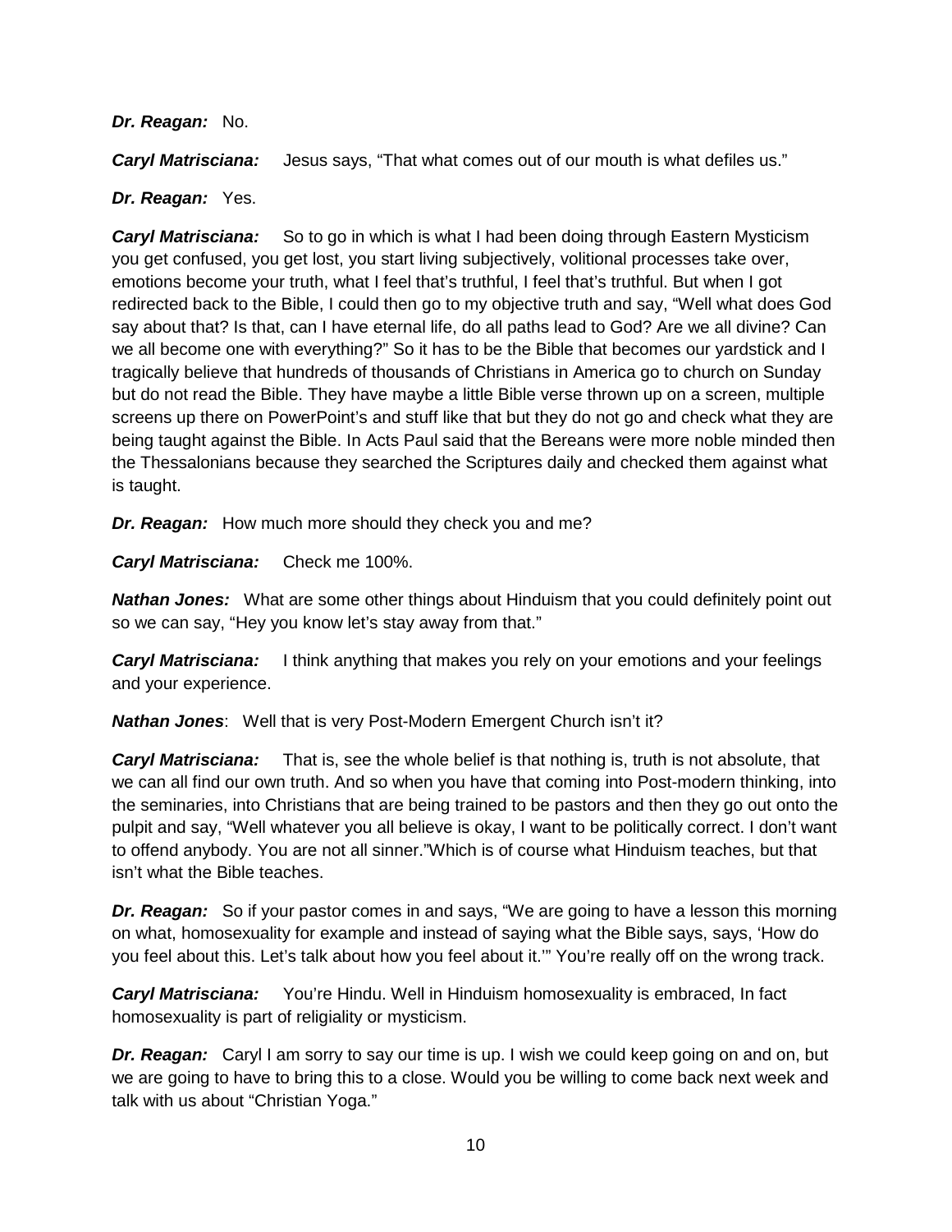***Dr. Reagan:*** No.

***Caryl Matrisciana:*** Jesus says, "That what comes out of our mouth is what defiles us."

***Dr. Reagan:*** Yes.

***Caryl Matrisciana:*** So to go in which is what I had been doing through Eastern Mysticism you get confused, you get lost, you start living subjectively, volitional processes take over, emotions become your truth, what I feel that's truthful, I feel that's truthful. But when I got redirected back to the Bible, I could then go to my objective truth and say, "Well what does God say about that? Is that, can I have eternal life, do all paths lead to God? Are we all divine? Can we all become one with everything?" So it has to be the Bible that becomes our yardstick and I tragically believe that hundreds of thousands of Christians in America go to church on Sunday but do not read the Bible. They have maybe a little Bible verse thrown up on a screen, multiple screens up there on PowerPoint's and stuff like that but they do not go and check what they are being taught against the Bible. In Acts Paul said that the Bereans were more noble minded then the Thessalonians because they searched the Scriptures daily and checked them against what is taught.

***Dr. Reagan:*** How much more should they check you and me?

***Caryl Matrisciana:*** Check me 100%.

***Nathan Jones:*** What are some other things about Hinduism that you could definitely point out so we can say, "Hey you know let's stay away from that."

***Caryl Matrisciana:*** I think anything that makes you rely on your emotions and your feelings and your experience.

***Nathan Jones***: Well that is very Post-Modern Emergent Church isn't it?

***Caryl Matrisciana:*** That is, see the whole belief is that nothing is, truth is not absolute, that we can all find our own truth. And so when you have that coming into Post-modern thinking, into the seminaries, into Christians that are being trained to be pastors and then they go out onto the pulpit and say, "Well whatever you all believe is okay, I want to be politically correct. I don't want to offend anybody. You are not all sinner."Which is of course what Hinduism teaches, but that isn't what the Bible teaches.

***Dr. Reagan:*** So if your pastor comes in and says, "We are going to have a lesson this morning on what, homosexuality for example and instead of saying what the Bible says, says, 'How do you feel about this. Let's talk about how you feel about it.'" You're really off on the wrong track.

***Caryl Matrisciana:*** You're Hindu. Well in Hinduism homosexuality is embraced, In fact homosexuality is part of religiality or mysticism.

***Dr. Reagan:*** Caryl I am sorry to say our time is up. I wish we could keep going on and on, but we are going to have to bring this to a close. Would you be willing to come back next week and talk with us about "Christian Yoga."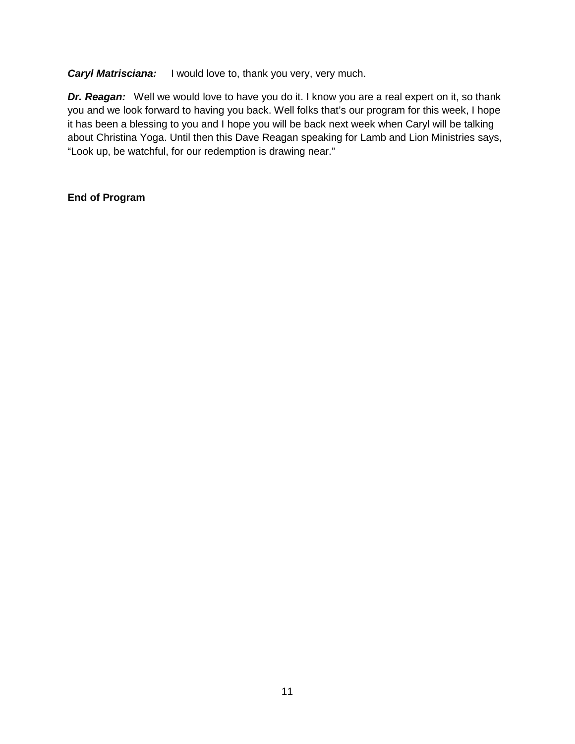***Caryl Matrisciana:*** I would love to, thank you very, very much.

***Dr. Reagan:*** Well we would love to have you do it. I know you are a real expert on it, so thank you and we look forward to having you back. Well folks that's our program for this week, I hope it has been a blessing to you and I hope you will be back next week when Caryl will be talking about Christina Yoga. Until then this Dave Reagan speaking for Lamb and Lion Ministries says, "Look up, be watchful, for our redemption is drawing near."

**End of Program**